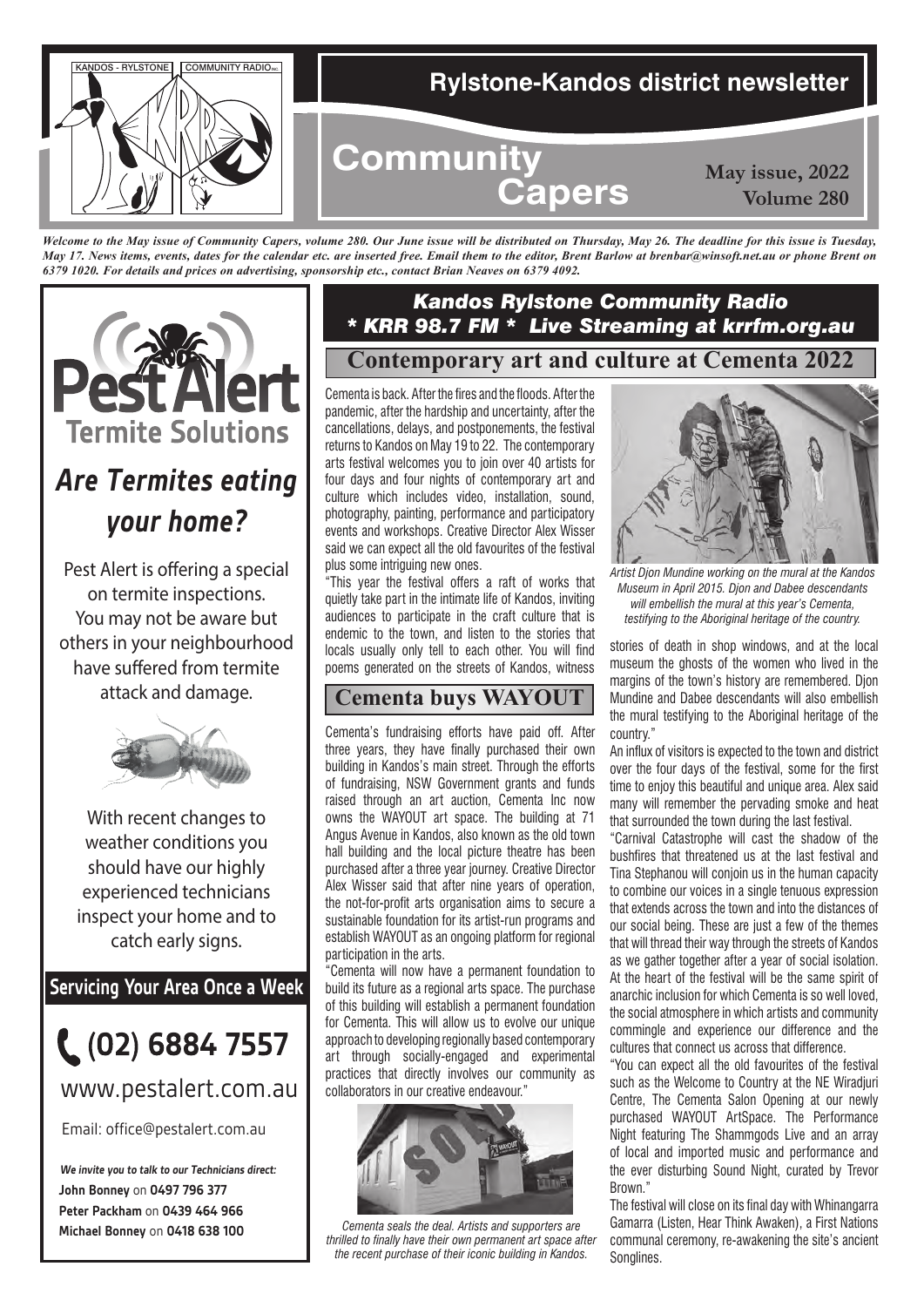# Rylstone-Kandos district newsletter

## Community Capers

**May issue, 2022**
**Volume 280**

***Welcome to the May issue of Community Capers, volume 280. Our June issue will be distributed on Thursday, May 26. The deadline for this issue is Tuesday, May 17. News items, events, dates for the calendar etc. are inserted free. Email them to the editor, Brent Barlow at brenbar@winsoft.net.au or phone Brent on 6379 1020. For details and prices on advertising, sponsorship etc., contact Brian Neaves on 6379 4092.***

**Pest Alert Termite Solutions**

***Are Termites eating your home?***

Pest Alert is offering a special on termite inspections. You may not be aware but others in your neighbourhood have suffered from termite attack and damage.

With recent changes to weather conditions you should have our highly experienced technicians inspect your home and to catch early signs.

**Servicing Your Area Once a Week**

**(02) 6884 7557**

www.pestalert.com.au

Email: office@pestalert.com.au

*We invite you to talk to our Technicians direct:*
**John Bonney** on **0497 796 377**
**Peter Packham** on **0439 464 966**
**Michael Bonney** on **0418 638 100**

***Kandos Rylstone Community Radio***
***\* KRR 98.7 FM \* Live Streaming at krrfm.org.au***

## Contemporary art and culture at Cementa 2022

Cementa is back. After the fires and the floods. After the pandemic, after the hardship and uncertainty, after the cancellations, delays, and postponements, the festival returns to Kandos on May 19 to 22. The contemporary arts festival welcomes you to join over 40 artists for four days and four nights of contemporary art and culture which includes video, installation, sound, photography, painting, performance and participatory events and workshops. Creative Director Alex Wisser said we can expect all the old favourites of the festival plus some intriguing new ones.

"This year the festival offers a raft of works that quietly take part in the intimate life of Kandos, inviting audiences to participate in the craft culture that is endemic to the town, and listen to the stories that locals usually only tell to each other. You will find poems generated on the streets of Kandos, witness stories of death in shop windows, and at the local museum the ghosts of the women who lived in the margins of the town's history are remembered. Djon Mundine and Dabee descendants will also embellish the mural testifying to the Aboriginal heritage of the country."

*Artist Djon Mundine working on the mural at the Kandos Museum in April 2015. Djon and Dabee descendants will embellish the mural at this year's Cementa, testifying to the Aboriginal heritage of the country.*

An influx of visitors is expected to the town and district over the four days of the festival, some for the first time to enjoy this beautiful and unique area. Alex said many will remember the pervading smoke and heat that surrounded the town during the last festival.

"Carnival Catastrophe will cast the shadow of the bushfires that threatened us at the last festival and Tina Stephanou will conjoin us in the human capacity to combine our voices in a single tenuous expression that extends across the town and into the distances of our social being. These are just a few of the themes that will thread their way through the streets of Kandos as we gather together after a year of social isolation. At the heart of the festival will be the same spirit of anarchic inclusion for which Cementa is so well loved, the social atmosphere in which artists and community commingle and experience our difference and the cultures that connect us across that difference.

"You can expect all the old favourites of the festival such as the Welcome to Country at the NE Wiradjuri Centre, The Cementa Salon Opening at our newly purchased WAYOUT ArtSpace. The Performance Night featuring The Shammgods Live and an array of local and imported music and performance and the ever disturbing Sound Night, curated by Trevor Brown."

The festival will close on its final day with Whinangarra Gamarra (Listen, Hear Think Awaken), a First Nations communal ceremony, re-awakening the site's ancient Songlines.

## Cementa buys WAYOUT

Cementa's fundraising efforts have paid off. After three years, they have finally purchased their own building in Kandos's main street. Through the efforts of fundraising, NSW Government grants and funds raised through an art auction, Cementa Inc now owns the WAYOUT art space. The building at 71 Angus Avenue in Kandos, also known as the old town hall building and the local picture theatre has been purchased after a three year journey. Creative Director Alex Wisser said that after nine years of operation, the not-for-profit arts organisation aims to secure a sustainable foundation for its artist-run programs and establish WAYOUT as an ongoing platform for regional participation in the arts.

"Cementa will now have a permanent foundation to build its future as a regional arts space. The purchase of this building will establish a permanent foundation for Cementa. This will allow us to evolve our unique approach to developing regionally based contemporary art through socially-engaged and experimental practices that directly involves our community as collaborators in our creative endeavour."

*Cementa seals the deal. Artists and supporters are thrilled to finally have their own permanent art space after the recent purchase of their iconic building in Kandos.*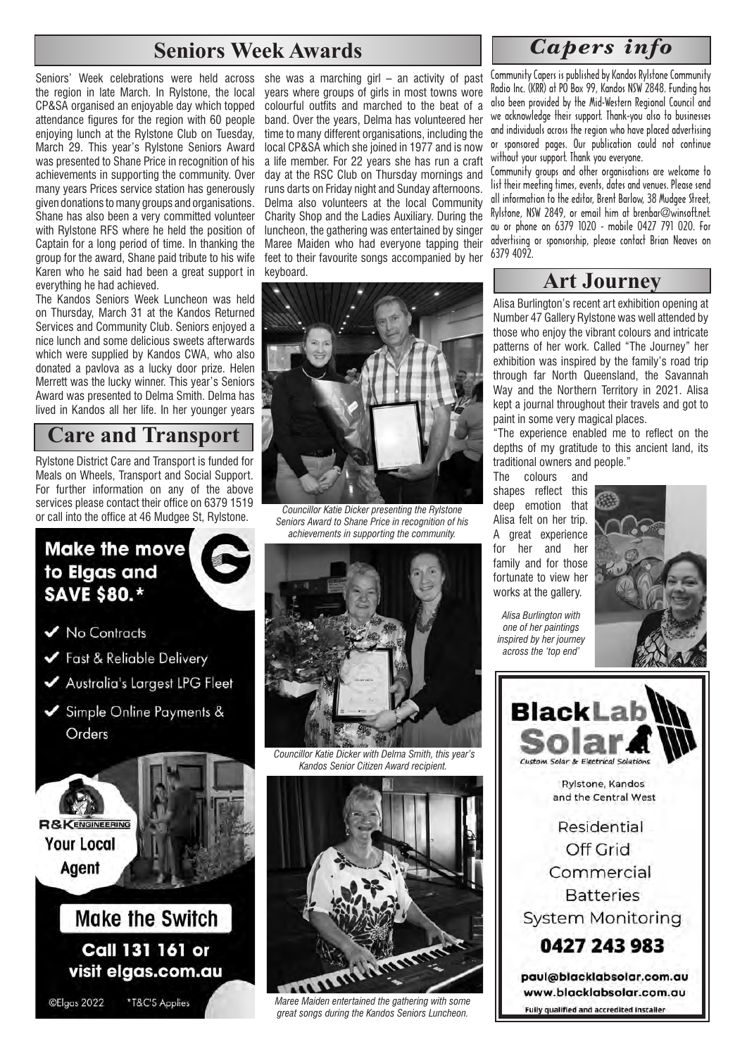## Seniors Week Awards

Seniors' Week celebrations were held across the region in late March. In Rylstone, the local CP&SA organised an enjoyable day which topped attendance figures for the region with 60 people enjoying lunch at the Rylstone Club on Tuesday, March 29. This year's Rylstone Seniors Award was presented to Shane Price in recognition of his achievements in supporting the community. Over many years Prices service station has generously given donations to many groups and organisations. Shane has also been a very committed volunteer with Rylstone RFS where he held the position of Captain for a long period of time. In thanking the group for the award, Shane paid tribute to his wife Karen who he said had been a great support in everything he had achieved.

The Kandos Seniors Week Luncheon was held on Thursday, March 31 at the Kandos Returned Services and Community Club. Seniors enjoyed a nice lunch and some delicious sweets afterwards which were supplied by Kandos CWA, who also donated a pavlova as a lucky door prize. Helen Merrett was the lucky winner. This year's Seniors Award was presented to Delma Smith. Delma has lived in Kandos all her life. In her younger years she was a marching girl – an activity of past years where groups of girls in most towns wore colourful outfits and marched to the beat of a band. Over the years, Delma has volunteered her time to many different organisations, including the local CP&SA which she joined in 1977 and is now a life member. For 22 years she has run a craft day at the RSC Club on Thursday mornings and runs darts on Friday night and Sunday afternoons. Delma also volunteers at the local Community Charity Shop and the Ladies Auxiliary. During the luncheon, the gathering was entertained by singer Maree Maiden who had everyone tapping their feet to their favourite songs accompanied by her keyboard.

*Councillor Katie Dicker presenting the Rylstone Seniors Award to Shane Price in recognition of his achievements in supporting the community.*

*Councillor Katie Dicker with Delma Smith, this year's Kandos Senior Citizen Award recipient.*

*Maree Maiden entertained the gathering with some great songs during the Kandos Seniors Luncheon.*

## Care and Transport

Rylstone District Care and Transport is funded for Meals on Wheels, Transport and Social Support. For further information on any of the above services please contact their office on 6379 1519 or call into the office at 46 Mudgee St, Rylstone.

**Make the move to Elgas and SAVE $80.***

- No Contracts
- Fast & Reliable Delivery
- Australia's Largest LPG Fleet
- Simple Online Payments & Orders

R&K ENGINEERING
Your Local Agent

**Make the Switch**

**Call 131 161 or visit elgas.com.au**

©Elgas 2022 *T&C'S Applies

## Capers info

Community Capers is published by Kandos Rylstone Community Radio Inc. (KRR) at PO Box 99, Kandos NSW 2848. Funding has also been provided by the Mid-Western Regional Council and we acknowledge their support. Thank-you also to businesses and individuals across the region who have placed advertising or sponsored pages. Our publication could not continue without your support. Thank you everyone.

Community groups and other organisations are welcome to list their meeting times, events, dates and venues. Please send all information to the editor, Brent Barlow, 38 Mudgee Street, Rylstone, NSW 2849, or email him at brenbar@winsoft.net.au or phone on 6379 1020 - mobile 0427 791 020. For advertising or sponsorship, please contact Brian Neaves on 6379 4092.

## Art Journey

Alisa Burlington's recent art exhibition opening at Number 47 Gallery Rylstone was well attended by those who enjoy the vibrant colours and intricate patterns of her work. Called "The Journey" her exhibition was inspired by the family's road trip through far North Queensland, the Savannah Way and the Northern Territory in 2021. Alisa kept a journal throughout their travels and got to paint in some very magical places.

"The experience enabled me to reflect on the depths of my gratitude to this ancient land, its traditional owners and people."

The colours and shapes reflect this deep emotion that Alisa felt on her trip. A great experience for her and her family and for those fortunate to view her works at the gallery.

*Alisa Burlington with one of her paintings inspired by her journey across the 'top end'*

**BlackLab Solar**
Custom Solar & Electrical Solutions

Rylstone, Kandos and the Central West

Residential
Off Grid
Commercial
Batteries
System Monitoring

**0427 243 983**

paul@blacklabsolar.com.au
www.blacklabsolar.com.au

Fully qualified and accredited installer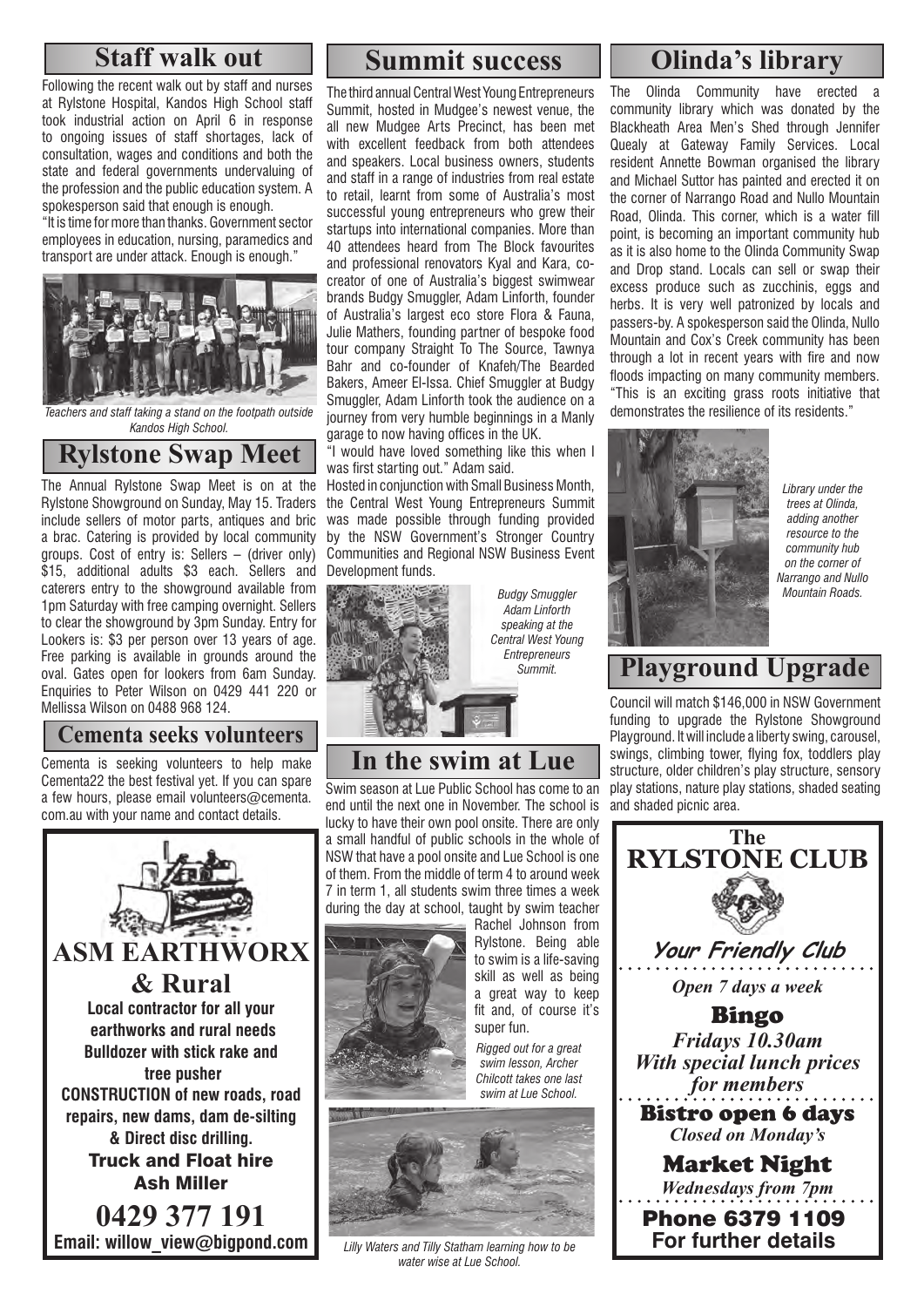## Staff walk out

Following the recent walk out by staff and nurses at Rylstone Hospital, Kandos High School staff took industrial action on April 6 in response to ongoing issues of staff shortages, lack of consultation, wages and conditions and both the state and federal governments undervaluing of the profession and the public education system. A spokesperson said that enough is enough.

"It is time for more than thanks. Government sector employees in education, nursing, paramedics and transport are under attack. Enough is enough."

*Teachers and staff taking a stand on the footpath outside Kandos High School.*

## Rylstone Swap Meet

The Annual Rylstone Swap Meet is on at the Rylstone Showground on Sunday, May 15. Traders include sellers of motor parts, antiques and bric a brac. Catering is provided by local community groups. Cost of entry is: Sellers – (driver only) $15, additional adults $3 each. Sellers and caterers entry to the showground available from 1pm Saturday with free camping overnight. Sellers to clear the showground by 3pm Sunday. Entry for Lookers is: $3 per person over 13 years of age. Free parking is available in grounds around the oval. Gates open for lookers from 6am Sunday. Enquiries to Peter Wilson on 0429 441 220 or Mellissa Wilson on 0488 968 124.

## Cementa seeks volunteers

Cementa is seeking volunteers to help make Cementa22 the best festival yet. If you can spare a few hours, please email volunteers@cementa.com.au with your name and contact details.

**ASM EARTHWORX & Rural**

**Local contractor for all your earthworks and rural needs**
**Bulldozer with stick rake and tree pusher**
**CONSTRUCTION of new roads, road repairs, new dams, dam de-silting & Direct disc drilling.**
**Truck and Float hire**
**Ash Miller**
**0429 377 191**
**Email: willow_view@bigpond.com**

## Summit success

The third annual Central West Young Entrepreneurs Summit, hosted in Mudgee's newest venue, the all new Mudgee Arts Precinct, has been met with excellent feedback from both attendees and speakers. Local business owners, students and staff in a range of industries from real estate to retail, learnt from some of Australia's most successful young entrepreneurs who grew their startups into international companies. More than 40 attendees heard from The Block favourites and professional renovators Kyal and Kara, co-creator of one of Australia's biggest swimwear brands Budgy Smuggler, Adam Linforth, founder of Australia's largest eco store Flora & Fauna, Julie Mathers, founding partner of bespoke food tour company Straight To The Source, Tawnya Bahr and co-founder of Knafeh/The Bearded Bakers, Ameer El-Issa. Chief Smuggler at Budgy Smuggler, Adam Linforth took the audience on a journey from very humble beginnings in a Manly garage to now having offices in the UK.

"I would have loved something like this when I was first starting out." Adam said.

Hosted in conjunction with Small Business Month, the Central West Young Entrepreneurs Summit was made possible through funding provided by the NSW Government's Stronger Country Communities and Regional NSW Business Event Development funds.

*Budgy Smuggler Adam Linforth speaking at the Central West Young Entrepreneurs Summit.*

## In the swim at Lue

Swim season at Lue Public School has come to an end until the next one in November. The school is lucky to have their own pool onsite. There are only a small handful of public schools in the whole of NSW that have a pool onsite and Lue School is one of them. From the middle of term 4 to around week 7 in term 1, all students swim three times a week during the day at school, taught by swim teacher Rachel Johnson from Rylstone. Being able to swim is a life-saving skill as well as being a great way to keep fit and, of course it's super fun.

*Rigged out for a great swim lesson, Archer Chilcott takes one last swim at Lue School.*

*Lilly Waters and Tilly Statham learning how to be water wise at Lue School.*

## Olinda's library

The Olinda Community have erected a community library which was donated by the Blackheath Area Men's Shed through Jennifer Quealy at Gateway Family Services. Local resident Annette Bowman organised the library and Michael Suttor has painted and erected it on the corner of Narrango Road and Nullo Mountain Road, Olinda. This corner, which is a water fill point, is becoming an important community hub as it is also home to the Olinda Community Swap and Drop stand. Locals can sell or swap their excess produce such as zucchinis, eggs and herbs. It is very well patronized by locals and passers-by. A spokesperson said the Olinda, Nullo Mountain and Cox's Creek community has been through a lot in recent years with fire and now floods impacting on many community members. "This is an exciting grass roots initiative that demonstrates the resilience of its residents."

*Library under the trees at Olinda, adding another resource to the community hub on the corner of Narrango and Nullo Mountain Roads.*

## Playground Upgrade

Council will match $146,000 in NSW Government funding to upgrade the Rylstone Showground Playground. It will include a liberty swing, carousel, swings, climbing tower, flying fox, toddlers play structure, older children's play structure, sensory play stations, nature play stations, shaded seating and shaded picnic area.

**The RYLSTONE CLUB**

*Your Friendly Club*

*Open 7 days a week*

**Bingo**
*Fridays 10.30am*
*With special lunch prices for members*

**Bistro open 6 days**
*Closed on Monday's*

**Market Night**
*Wednesdays from 7pm*

**Phone 6379 1109**
**For further details**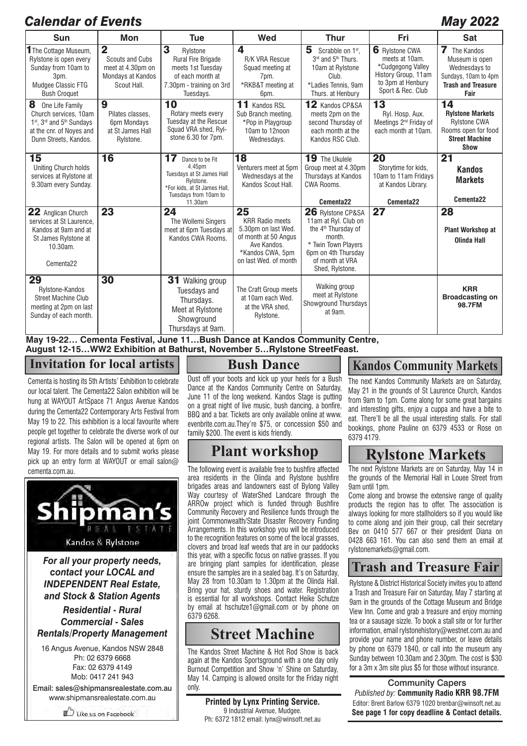# Calendar of Events

## May 2022

| Sun | Mon | Tue | Wed | Thur | Fri | Sat |
|---|---|---|---|---|---|---|
| **1** The Cottage Museum, Rylstone is open every Sunday from 10am to 3pm. Mudgee Classic FTG Bush Croquet | **2** Scouts and Cubs meet at 4.30pm on Mondays at Kandos Scout Hall. | **3** Rylstone Rural Fire Brigade meets 1st Tuesday of each month at 7.30pm - training on 3rd Tuesdays. | **4** R/K VRA Rescue Squad meeting at 7pm. *RKB&T meeting at 6pm. | **5** Scrabble on 1st, 3rd and 5th Thurs. 10am at Rylstone Club. *Ladies Tennis, 9am Thurs. at Henbury | **6** Rylstone CWA meets at 10am. *Cudgegong Valley History Group, 11am to 3pm at Henbury Sport & Rec. Club | **7** The Kandos Museum is open Wednesdays to Sundays, 10am to 4pm **Trash and Treasure Fair** |
| **8** One Life Family Church services, 10am 1st, 3rd and 5th Sundays at the cnr. of Noyes and Dunn Streets, Kandos. | **9** Pilates classes, 6pm Mondays at St James Hall Rylstone. | **10** Rotary meets every Tuesday at the Rescue Squad VRA shed, Rylstone 6.30 for 7pm. | **11** Kandos RSL Sub Branch meeting. *Pop in Playgroup 10am to 12noon Wednesdays. | **12** Kandos CP&SA meets 2pm on the second Thursday of each month at the Kandos RSC Club. | **13** Ryl. Hosp. Aux. Meetings 2nd Friday of each month at 10am. | **14** **Rylstone Markets** Rylstone CWA Rooms open for food **Street Machine Show** |
| **15** Uniting Church holds services at Rylstone at 9.30am every Sunday. | **16** | **17** Dance to be Fit 4.45pm Tuesdays at St James Hall Rylstone. *For kids, at St James Hall, Tuesdays from 10am to 11.30am | **18** Venturers meet at 5pm Wednesdays at the Kandos Scout Hall. | **19** The Ukulele Group meet at 4.30pm Thursdays at Kandos CWA Rooms. **Cementa22** | **20** Storytime for kids, 10am to 11am Fridays at Kandos Library. **Cementa22** | **21** **Kandos Markets** **Cementa22** |
| **22** Anglican Church services at St Laurence, Kandos at 9am and at St James Rylstone at 10.30am. Cementa22 | **23** | **24** The Wollemi Singers meet at 6pm Tuesdays at Kandos CWA Rooms. | **25** KRR Radio meets 5.30pm on last Wed. of month at 50 Angus Ave Kandos. *Kandos CWA, 5pm on last Wed. of month | **26** Rylstone CP&SA 11am at Ryl. Club on the 4th Thursday of month. * Twin Town Players 6pm on 4th Thursday of month at VRA Shed, Rylstone. | **27** | **28** **Plant Workshop at Olinda Hall** |
| **29** Rylstone-Kandos Street Machine Club meeting at 2pm on last Sunday of each month. | **30** | **31** Walking group Tuesdays and Thursdays. Meet at Rylstone Showground Thursdays at 9am. | The Craft Group meets at 10am each Wed. at the VRA shed, Rylstone. | Walking group meet at Rylstone Showground Thursdays at 9am. | | **KRR Broadcasting on 98.7FM** |

**May 19-22… Cementa Festival, June 11…Bush Dance at Kandos Community Centre, August 12-15…WW2 Exhibition at Bathurst, November 5…Rylstone StreetFeast.**

## Invitation for local artists

Cementa is hosting its 5th Artists' Exhibition to celebrate our local talent. The Cementa22 Salon exhibition will be hung at WAYOUT ArtSpace 71 Angus Avenue Kandos during the Cementa22 Contemporary Arts Festival from May 19 to 22. This exhibition is a local favourite where people get together to celebrate the diverse work of our regional artists. The Salon will be opened at 6pm on May 19. For more details and to submit works please pick up an entry form at WAYOUT or email salon@cementa.com.au.

**Shipman's** REAL ESTATE

Kandos & Rylstone

***For all your property needs, contact your LOCAL and INDEPENDENT Real Estate, and Stock & Station Agents***

***Residential - Rural Commercial - Sales Rentals/Property Management***

16 Angus Avenue, Kandos NSW 2848
Ph: 02 6379 6668
Fax: 02 6379 4149
Mob: 0417 241 943

Email: sales@shipmansrealestate.com.au
www.shipmansrealestate.com.au

Like us on Facebook

## Bush Dance

Dust off your boots and kick up your heels for a Bush Dance at the Kandos Community Centre on Saturday, June 11 of the long weekend. Kandos Stage is putting on a great night of live music, bush dancing, a bonfire, BBQ and a bar. Tickets are only available online at www.evenbrite.com.au.They're $75, or concession $50 and family $200. The event is kids friendly.

## Plant workshop

The following event is available free to bushfire affected area residents in the Olinda and Rylstone bushfire brigades areas and landowners east of Bylong Valley Way courtesy of WaterShed Landcare through the ARROw project which is funded through Bushfire Community Recovery and Resilience funds through the joint Commonwealth/State Disaster Recovery Funding Arrangements. In this workshop you will be introduced to the recognition features on some of the local grasses, clovers and broad leaf weeds that are in our paddocks this year, with a specific focus on native grasses. If you are bringing plant samples for identification, please ensure the samples are in a sealed bag. It's on Saturday, May 28 from 10.30am to 1.30pm at the Olinda Hall. Bring your hat, sturdy shoes and water. Registration is essential for all workshops. Contact Heike Schutze by email at hschutze1@gmail.com or by phone on 6379 6268.

## Street Machine

The Kandos Street Machine & Hot Rod Show is back again at the Kandos Sportsground with a one day only Burnout Competition and Show 'n' Shine on Saturday, May 14. Camping is allowed onsite for the Friday night only.

**Printed by Lynx Printing Service.**
9 Industrial Avenue, Mudgee.
Ph: 6372 1812 email: lynx@winsoft.net.au

## Kandos Community Markets

The next Kandos Community Markets are on Saturday, May 21 in the grounds of St Laurence Church, Kandos from 9am to 1pm. Come along for some great bargains and interesting gifts, enjoy a cuppa and have a bite to eat. There'll be all the usual interesting stalls. For stall bookings, phone Pauline on 6379 4533 or Rose on 6379 4179.

## Rylstone Markets

The next Rylstone Markets are on Saturday, May 14 in the grounds of the Memorial Hall in Louee Street from 9am until 1pm.

Come along and browse the extensive range of quality products the region has to offer. The association is always looking for more stallholders so if you would like to come along and join their group, call their secretary Bev on 0410 577 667 or their president Diana on 0428 663 161. You can also send them an email at rylstonemarkets@gmail.com.

## Trash and Treasure Fair

Rylstone & District Historical Society invites you to attend a Trash and Treasure Fair on Saturday, May 7 starting at 9am in the grounds of the Cottage Museum and Bridge View Inn. Come and grab a treasure and enjoy morning tea or a sausage sizzle. To book a stall site or for further information, email rylstonehistory@westnet.com.au and provide your name and phone number, or leave details by phone on 6379 1840, or call into the museum any Sunday between 10.30am and 2.30pm. The cost is $30 for a 3m x 3m site plus $5 for those without insurance.

Community Capers
*Published by:* **Community Radio KRR 98.7FM**
Editor: Brent Barlow 6379 1020 brenbar@winsoft.net.au
**See page 1 for copy deadline & Contact details.**